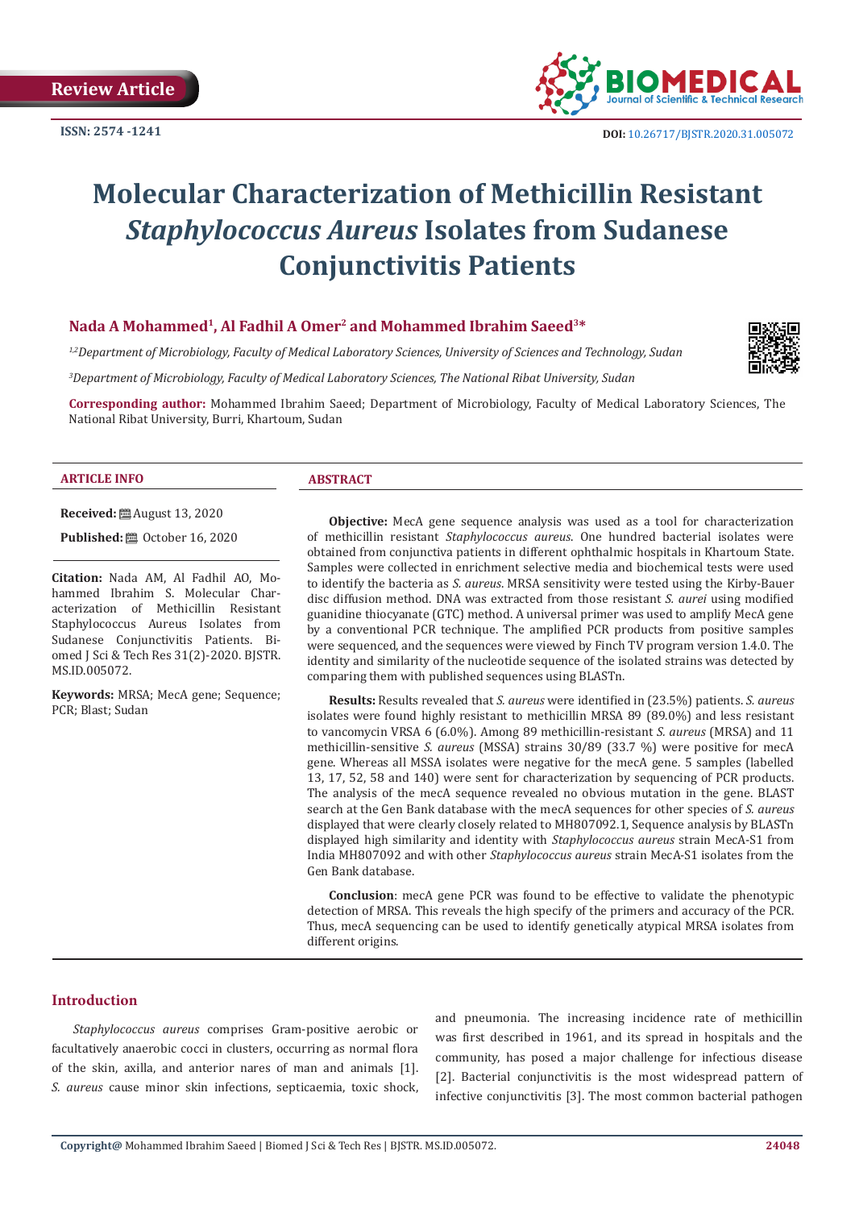Review Article

ISSN: 2574 -1241

DOI: 10.26717/BJSTR.2020.31.005072

# Molecular Characterization of Methicillin Resistant *Staphylococcus Aureus* Isolates from Sudanese Conjunctivitis Patients

**Nada A Mohammed[1], Al Fadhil A Omer[2] and Mohammed Ibrahim Saeed[3]***

*[1,2]Department of Microbiology, Faculty of Medical Laboratory Sciences, University of Sciences and Technology, Sudan*

*[3]Department of Microbiology, Faculty of Medical Laboratory Sciences, The National Ribat University, Sudan*

**Corresponding author:** Mohammed Ibrahim Saeed; Department of Microbiology, Faculty of Medical Laboratory Sciences, The National Ribat University, Burri, Khartoum, Sudan

### ARTICLE INFO

**Received:** August 13, 2020

**Published:** October 16, 2020

**Citation:** Nada AM, Al Fadhil AO, Mohammed Ibrahim S. Molecular Characterization of Methicillin Resistant Staphylococcus Aureus Isolates from Sudanese Conjunctivitis Patients. Biomed J Sci & Tech Res 31(2)-2020. BJSTR. MS.ID.005072.

**Keywords:** MRSA; MecA gene; Sequence; PCR; Blast; Sudan

### ABSTRACT

**Objective:** MecA gene sequence analysis was used as a tool for characterization of methicillin resistant *Staphylococcus aureus*. One hundred bacterial isolates were obtained from conjunctiva patients in different ophthalmic hospitals in Khartoum State. Samples were collected in enrichment selective media and biochemical tests were used to identify the bacteria as *S. aureus*. MRSA sensitivity were tested using the Kirby-Bauer disc diffusion method. DNA was extracted from those resistant *S. aurei* using modified guanidine thiocyanate (GTC) method. A universal primer was used to amplify MecA gene by a conventional PCR technique. The amplified PCR products from positive samples were sequenced, and the sequences were viewed by Finch TV program version 1.4.0. The identity and similarity of the nucleotide sequence of the isolated strains was detected by comparing them with published sequences using BLASTn.

**Results:** Results revealed that *S. aureus* were identified in (23.5%) patients. *S. aureus* isolates were found highly resistant to methicillin MRSA 89 (89.0%) and less resistant to vancomycin VRSA 6 (6.0%). Among 89 methicillin-resistant *S. aureus* (MRSA) and 11 methicillin-sensitive *S. aureus* (MSSA) strains 30/89 (33.7 %) were positive for mecA gene. Whereas all MSSA isolates were negative for the mecA gene. 5 samples (labelled 13, 17, 52, 58 and 140) were sent for characterization by sequencing of PCR products. The analysis of the mecA sequence revealed no obvious mutation in the gene. BLAST search at the Gen Bank database with the mecA sequences for other species of *S. aureus* displayed that were clearly closely related to MH807092.1, Sequence analysis by BLASTn displayed high similarity and identity with *Staphylococcus aureus* strain MecA-S1 from India MH807092 and with other *Staphylococcus aureus* strain MecA-S1 isolates from the Gen Bank database.

**Conclusion**: mecA gene PCR was found to be effective to validate the phenotypic detection of MRSA. This reveals the high specify of the primers and accuracy of the PCR. Thus, mecA sequencing can be used to identify genetically atypical MRSA isolates from different origins.

## Introduction

*Staphylococcus aureus* comprises Gram-positive aerobic or facultatively anaerobic cocci in clusters, occurring as normal flora of the skin, axilla, and anterior nares of man and animals [1]. *S. aureus* cause minor skin infections, septicaemia, toxic shock, and pneumonia. The increasing incidence rate of methicillin was first described in 1961, and its spread in hospitals and the community, has posed a major challenge for infectious disease [2]. Bacterial conjunctivitis is the most widespread pattern of infective conjunctivitis [3]. The most common bacterial pathogen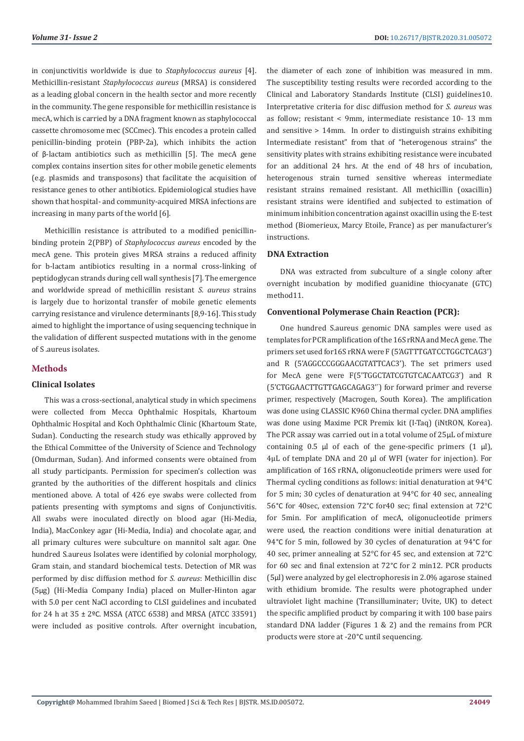in conjunctivitis worldwide is due to *Staphylococcus aureus* [4]. Methicillin-resistant *Staphylococcus aureus* (MRSA) is considered as a leading global concern in the health sector and more recently in the community. The gene responsible for methicillin resistance is mecA, which is carried by a DNA fragment known as staphylococcal cassette chromosome mec (SCCmec). This encodes a protein called penicillin-binding protein (PBP-2a), which inhibits the action of β-lactam antibiotics such as methicillin [5]. The mecA gene complex contains insertion sites for other mobile genetic elements (e.g. plasmids and transposons) that facilitate the acquisition of resistance genes to other antibiotics. Epidemiological studies have shown that hospital- and community-acquired MRSA infections are increasing in many parts of the world [6].

Methicillin resistance is attributed to a modified penicillin-binding protein 2(PBP) of *Staphylococcus aureus* encoded by the mecA gene. This protein gives MRSA strains a reduced affinity for b-lactam antibiotics resulting in a normal cross-linking of peptidoglycan strands during cell wall synthesis [7]. The emergence and worldwide spread of methicillin resistant *S. aureus* strains is largely due to horizontal transfer of mobile genetic elements carrying resistance and virulence determinants [8,9-16]. This study aimed to highlight the importance of using sequencing technique in the validation of different suspected mutations with in the genome of S .aureus isolates.

## Methods

### Clinical Isolates

This was a cross-sectional, analytical study in which specimens were collected from Mecca Ophthalmic Hospitals, Khartoum Ophthalmic Hospital and Koch Ophthalmic Clinic (Khartoum State, Sudan). Conducting the research study was ethically approved by the Ethical Committee of the University of Science and Technology (Omdurman, Sudan). And informed consents were obtained from all study participants. Permission for specimen's collection was granted by the authorities of the different hospitals and clinics mentioned above. A total of 426 eye swabs were collected from patients presenting with symptoms and signs of Conjunctivitis. All swabs were inoculated directly on blood agar (Hi-Media, India), MacConkey agar (Hi-Media, India) and chocolate agar, and all primary cultures were subculture on mannitol salt agar. One hundred S.aureus Isolates were identified by colonial morphology, Gram stain, and standard biochemical tests. Detection of MR was performed by disc diffusion method for *S. aureus*: Methicillin disc (5μg) (Hi-Media Company India) placed on Muller-Hinton agar with 5.0 per cent NaCl according to CLSI guidelines and incubated for 24 h at 35 ± 2ºC. MSSA (ATCC 6538) and MRSA (ATCC 33591) were included as positive controls. After overnight incubation, the diameter of each zone of inhibition was measured in mm. The susceptibility testing results were recorded according to the Clinical and Laboratory Standards Institute (CLSI) guidelines10. Interpretative criteria for disc diffusion method for *S. aureus* was as follow; resistant < 9mm, intermediate resistance 10- 13 mm and sensitive > 14mm. In order to distinguish strains exhibiting Intermediate resistant" from that of "heterogenous strains" the sensitivity plates with strains exhibiting resistance were incubated for an additional 24 hrs. At the end of 48 hrs of incubation, heterogenous strain turned sensitive whereas intermediate resistant strains remained resistant. All methicillin (oxacillin) resistant strains were identified and subjected to estimation of minimum inhibition concentration against oxacillin using the E-test method (Biomerieux, Marcy Etoile, France) as per manufacturer's instructions.

### DNA Extraction

DNA was extracted from subculture of a single colony after overnight incubation by modified guanidine thiocyanate (GTC) method11.

### Conventional Polymerase Chain Reaction (PCR):

One hundred S.aureus genomic DNA samples were used as templates for PCR amplification of the 16S rRNA and MecA gene. The primers set used for16S rRNA were F (5'AGTTTGATCCTGGCTCAG3') and R (5'AGGCCCGGGAACGTATTCAC3'). The set primers used for MecA gene were F(5'TGGCTATCGTGTCACAATCG3') and R (5'CTGGAACTTGTTGAGCAGAG3'') for forward primer and reverse primer, respectively (Macrogen, South Korea). The amplification was done using CLASSIC K960 China thermal cycler. DNA amplifies was done using Maxime PCR Premix kit (I-Taq) (iNtRON, Korea). The PCR assay was carried out in a total volume of 25μL of mixture containing 0.5 μl of each of the gene-specific primers (1 μl), 4μL of template DNA and 20 μl of WFI (water for injection). For amplification of 16S rRNA, oligonucleotide primers were used for Thermal cycling conditions as follows: initial denaturation at 94°C for 5 min; 30 cycles of denaturation at 94°C for 40 sec, annealing 56°C for 40sec, extension 72°C for40 sec; final extension at 72°C for 5min. For amplification of mecA, oligonucleotide primers were used, the reaction conditions were initial denaturation at 94°C for 5 min, followed by 30 cycles of denaturation at 94°C for 40 sec, primer annealing at 52°C for 45 sec, and extension at 72°C for 60 sec and final extension at 72°C for 2 min12. PCR products (5μl) were analyzed by gel electrophoresis in 2.0% agarose stained with ethidium bromide. The results were photographed under ultraviolet light machine (Transilluminater; Uvite, UK) to detect the specific amplified product by comparing it with 100 base pairs standard DNA ladder (Figures 1 & 2) and the remains from PCR products were store at -20°C until sequencing.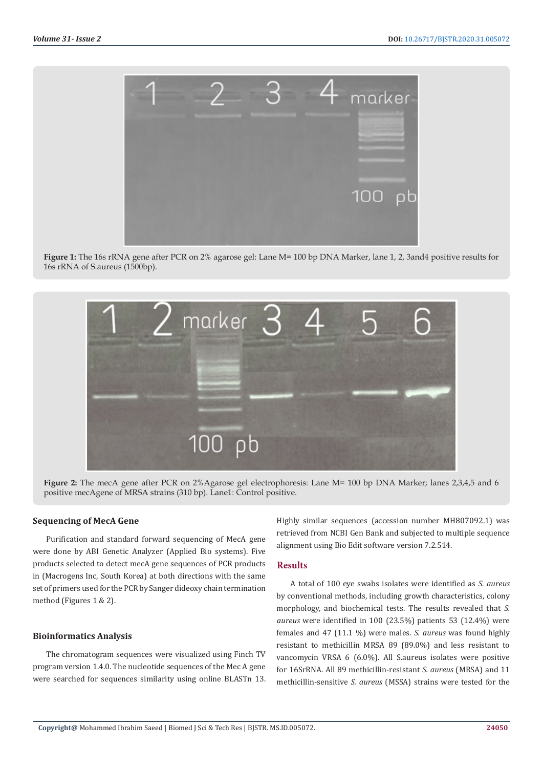Figure 1: The 16s rRNA gene after PCR on 2% agarose gel: Lane M= 100 bp DNA Marker, lane 1, 2, 3and4 positive results for 16s rRNA of S.aureus (1500bp).

Figure 2: The mecA gene after PCR on 2%Agarose gel electrophoresis: Lane M= 100 bp DNA Marker; lanes 2,3,4,5 and 6 positive mecAgene of MRSA strains (310 bp). Lane1: Control positive.

### Sequencing of MecA Gene

Purification and standard forward sequencing of MecA gene were done by ABI Genetic Analyzer (Applied Bio systems). Five products selected to detect mecA gene sequences of PCR products in (Macrogens Inc, South Korea) at both directions with the same set of primers used for the PCR by Sanger dideoxy chain termination method (Figures 1 & 2).

### Bioinformatics Analysis

The chromatogram sequences were visualized using Finch TV program version 1.4.0. The nucleotide sequences of the Mec A gene were searched for sequences similarity using online BLASTn 13. Highly similar sequences (accession number MH807092.1) was retrieved from NCBI Gen Bank and subjected to multiple sequence alignment using Bio Edit software version 7.2.514.

## Results

A total of 100 eye swabs isolates were identified as *S. aureus* by conventional methods, including growth characteristics, colony morphology, and biochemical tests. The results revealed that *S. aureus* were identified in 100 (23.5%) patients 53 (12.4%) were females and 47 (11.1 %) were males. *S. aureus* was found highly resistant to methicillin MRSA 89 (89.0%) and less resistant to vancomycin VRSA 6 (6.0%). All S.aureus isolates were positive for 16SrRNA. All 89 methicillin-resistant *S. aureus* (MRSA) and 11 methicillin-sensitive *S. aureus* (MSSA) strains were tested for the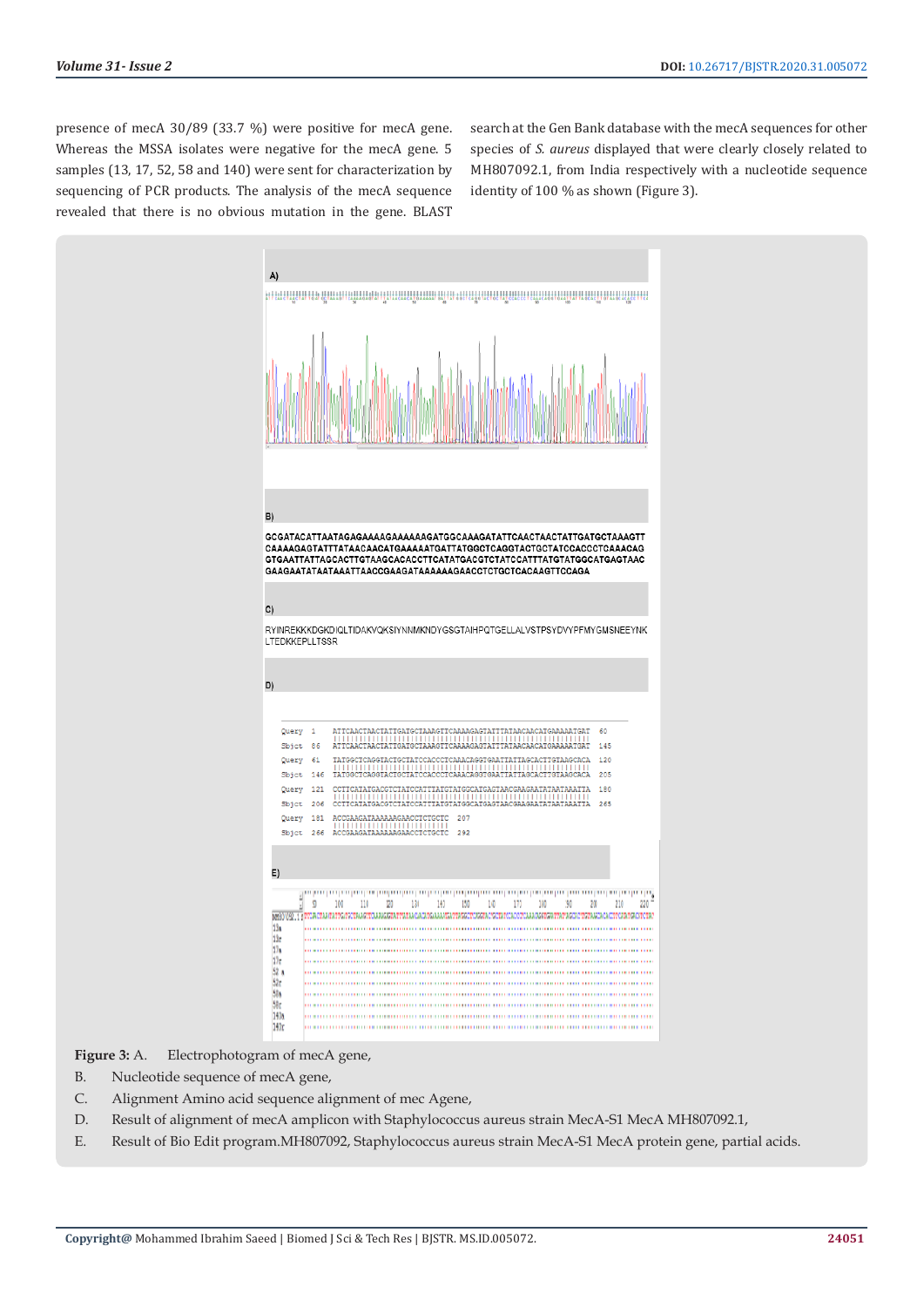presence of mecA 30/89 (33.7 %) were positive for mecA gene. Whereas the MSSA isolates were negative for the mecA gene. 5 samples (13, 17, 52, 58 and 140) were sent for characterization by sequencing of PCR products. The analysis of the mecA sequence revealed that there is no obvious mutation in the gene. BLAST search at the Gen Bank database with the mecA sequences for other species of *S. aureus* displayed that were clearly closely related to MH807092.1, from India respectively with a nucleotide sequence identity of 100 % as shown (Figure 3).

A)

B)

GCGATACATTAATAGAGAAAAGAAAAAAGATGGCAAAGATATTCAACTAACTATTGATGCTAAAGTT CAAAAGAGTATTTATAACAACATGAAAAATGATTATGGCTCAGGTACTGCTATCCACCCTCAAACAG GTGAATTATTAGCACTTGTAAGCACACCTTCATATGACGTCTATCCATTTATGTATGGCATGAGTAAC GAAGAATATAATAAATTAACCGAAGATAAAAAAGAACCTCTGCTCACAAGTTCCAGA

C)

RYINREKKKDGKDIQLTIDAKVQKSIYNNMKNDYGSGTAIHPQTGELLALVSTPSYDVYPFMYGMSNEEYNK LTEDKKEPLLTSSR

D)

```
Query  1    ATTCAACTAACTATTGATGCTAAAGTTCAAAAGAGTATTTATAACAACATGAAAAATGAT  60
Sbjct  86   ATTCAACTAACTATTGATGCTAAAGTTCAAAAGAGTATTTATAACAACATGAAAAATGAT  145
Query  61   TATGGCTCAGGTACTGCTATCCACCCTCAAACAGGTGAATTATTAGCACTTGTAAGCACA  120
Sbjct  146  TATGGCTCAGGTACTGCTATCCACCCTCAAACAGGTGAATTATTAGCACTTGTAAGCACA  205
Query  121  CCTTCATATGACGTCTATCCATTTATGTATGGCATGAGTAACGAAGAATATAATAAATTA  180
Sbjct  206  CCTTCATATGACGTCTATCCATTTATGTATGGCATGAGTAACGAAGAATATAATAAATTA  265
Query  181  ACCGAAGATAAAAAAGAACCTCTGCTC  207
Sbjct  266  ACCGAAGATAAAAAAGAACCTCTGCTC  292
```

E)

**Figure 3:** A. Electrophotogram of mecA gene,

B. Nucleotide sequence of mecA gene,

C. Alignment Amino acid sequence alignment of mec Agene,

D. Result of alignment of mecA amplicon with Staphylococcus aureus strain MecA-S1 MecA MH807092.1,

E. Result of Bio Edit program.MH807092, Staphylococcus aureus strain MecA-S1 MecA protein gene, partial acids.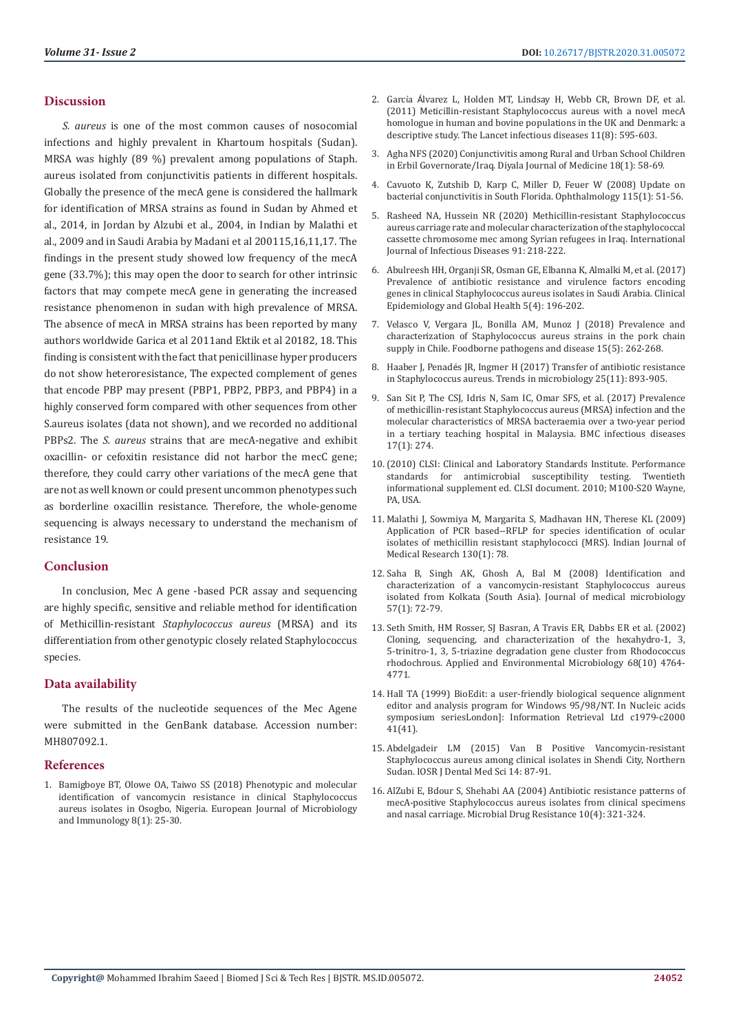## Discussion

*S. aureus* is one of the most common causes of nosocomial infections and highly prevalent in Khartoum hospitals (Sudan). MRSA was highly (89 %) prevalent among populations of Staph. aureus isolated from conjunctivitis patients in different hospitals. Globally the presence of the mecA gene is considered the hallmark for identification of MRSA strains as found in Sudan by Ahmed et al., 2014, in Jordan by Alzubi et al., 2004, in Indian by Malathi et al., 2009 and in Saudi Arabia by Madani et al 200115,16,11,17. The findings in the present study showed low frequency of the mecA gene (33.7%); this may open the door to search for other intrinsic factors that may compete mecA gene in generating the increased resistance phenomenon in sudan with high prevalence of MRSA. The absence of mecA in MRSA strains has been reported by many authors worldwide Garica et al 2011and Ektik et al 20182, 18. This finding is consistent with the fact that penicillinase hyper producers do not show heteroresistance, The expected complement of genes that encode PBP may present (PBP1, PBP2, PBP3, and PBP4) in a highly conserved form compared with other sequences from other S.aureus isolates (data not shown), and we recorded no additional PBPs2. The *S. aureus* strains that are mecA-negative and exhibit oxacillin- or cefoxitin resistance did not harbor the mecC gene; therefore, they could carry other variations of the mecA gene that are not as well known or could present uncommon phenotypes such as borderline oxacillin resistance. Therefore, the whole-genome sequencing is always necessary to understand the mechanism of resistance 19.

## Conclusion

In conclusion, Mec A gene -based PCR assay and sequencing are highly specific, sensitive and reliable method for identification of Methicillin-resistant *Staphylococcus aureus* (MRSA) and its differentiation from other genotypic closely related Staphylococcus species.

## Data availability

The results of the nucleotide sequences of the Mec Agene were submitted in the GenBank database. Accession number: MH807092.1.

## References

1. Bamigboye BT, Olowe OA, Taiwo SS (2018) Phenotypic and molecular identification of vancomycin resistance in clinical Staphylococcus aureus isolates in Osogbo, Nigeria. European Journal of Microbiology and Immunology 8(1): 25-30.
2. García Álvarez L, Holden MT, Lindsay H, Webb CR, Brown DF, et al. (2011) Meticillin-resistant Staphylococcus aureus with a novel mecA homologue in human and bovine populations in the UK and Denmark: a descriptive study. The Lancet infectious diseases 11(8): 595-603.
3. Agha NFS (2020) Conjunctivitis among Rural and Urban School Children in Erbil Governorate/Iraq. Diyala Journal of Medicine 18(1): 58-69.
4. Cavuoto K, Zutshib D, Karp C, Miller D, Feuer W (2008) Update on bacterial conjunctivitis in South Florida. Ophthalmology 115(1): 51-56.
5. Rasheed NA, Hussein NR (2020) Methicillin-resistant Staphylococcus aureus carriage rate and molecular characterization of the staphylococcal cassette chromosome mec among Syrian refugees in Iraq. International Journal of Infectious Diseases 91: 218-222.
6. Abulreesh HH, Organji SR, Osman GE, Elbanna K, Almalki M, et al. (2017) Prevalence of antibiotic resistance and virulence factors encoding genes in clinical Staphylococcus aureus isolates in Saudi Arabia. Clinical Epidemiology and Global Health 5(4): 196-202.
7. Velasco V, Vergara JL, Bonilla AM, Munoz J (2018) Prevalence and characterization of Staphylococcus aureus strains in the pork chain supply in Chile. Foodborne pathogens and disease 15(5): 262-268.
8. Haaber J, Penadés JR, Ingmer H (2017) Transfer of antibiotic resistance in Staphylococcus aureus. Trends in microbiology 25(11): 893-905.
9. San Sit P, The CSJ, Idris N, Sam IC, Omar SFS, et al. (2017) Prevalence of methicillin-resistant Staphylococcus aureus (MRSA) infection and the molecular characteristics of MRSA bacteraemia over a two-year period in a tertiary teaching hospital in Malaysia. BMC infectious diseases 17(1): 274.
10. (2010) CLSI: Clinical and Laboratory Standards Institute. Performance standards for antimicrobial susceptibility testing. Twentieth informational supplement ed. CLSI document. 2010; M100-S20 Wayne, PA, USA.
11. Malathi J, Sowmiya M, Margarita S, Madhavan HN, Therese KL (2009) Application of PCR based--RFLP for species identification of ocular isolates of methicillin resistant staphylococci (MRS). Indian Journal of Medical Research 130(1): 78.
12. Saha B, Singh AK, Ghosh A, Bal M (2008) Identification and characterization of a vancomycin-resistant Staphylococcus aureus isolated from Kolkata (South Asia). Journal of medical microbiology 57(1): 72-79.
13. Seth Smith, HM Rosser, SJ Basran, A Travis ER, Dabbs ER et al. (2002) Cloning, sequencing, and characterization of the hexahydro-1, 3, 5-trinitro-1, 3, 5-triazine degradation gene cluster from Rhodococcus rhodochrous. Applied and Environmental Microbiology 68(10) 4764-4771.
14. Hall TA (1999) BioEdit: a user-friendly biological sequence alignment editor and analysis program for Windows 95/98/NT. In Nucleic acids symposium seriesLondon]: Information Retrieval Ltd c1979-c2000 41(41).
15. Abdelgadeir LM (2015) Van B Positive Vancomycin-resistant Staphylococcus aureus among clinical isolates in Shendi City, Northern Sudan. IOSR J Dental Med Sci 14: 87-91.
16. AlZubi E, Bdour S, Shehabi AA (2004) Antibiotic resistance patterns of mecA-positive Staphylococcus aureus isolates from clinical specimens and nasal carriage. Microbial Drug Resistance 10(4): 321-324.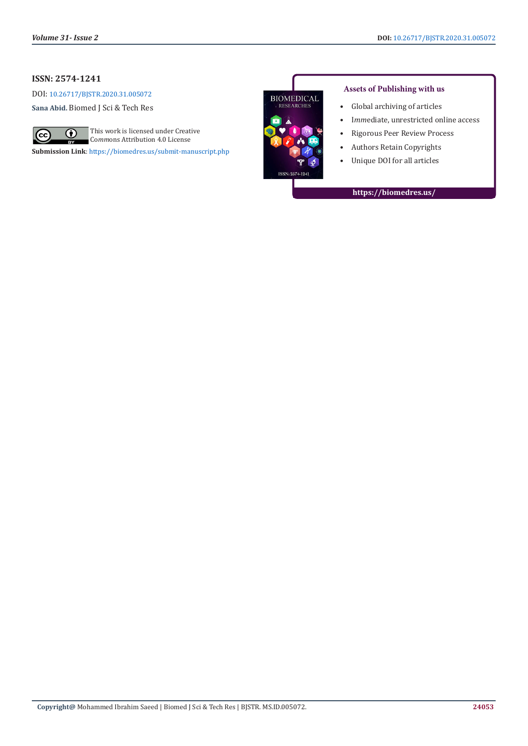**ISSN: 2574-1241**

DOI: 10.26717/BJSTR.2020.31.005072

**Sana Abid.** Biomed J Sci & Tech Res

This work is licensed under Creative Commons Attribution 4.0 License

**Submission Link**: https://biomedres.us/submit-manuscript.php

### Assets of Publishing with us

- Global archiving of articles
- Immediate, unrestricted online access
- Rigorous Peer Review Process
- Authors Retain Copyrights
- Unique DOI for all articles

**https://biomedres.us/**